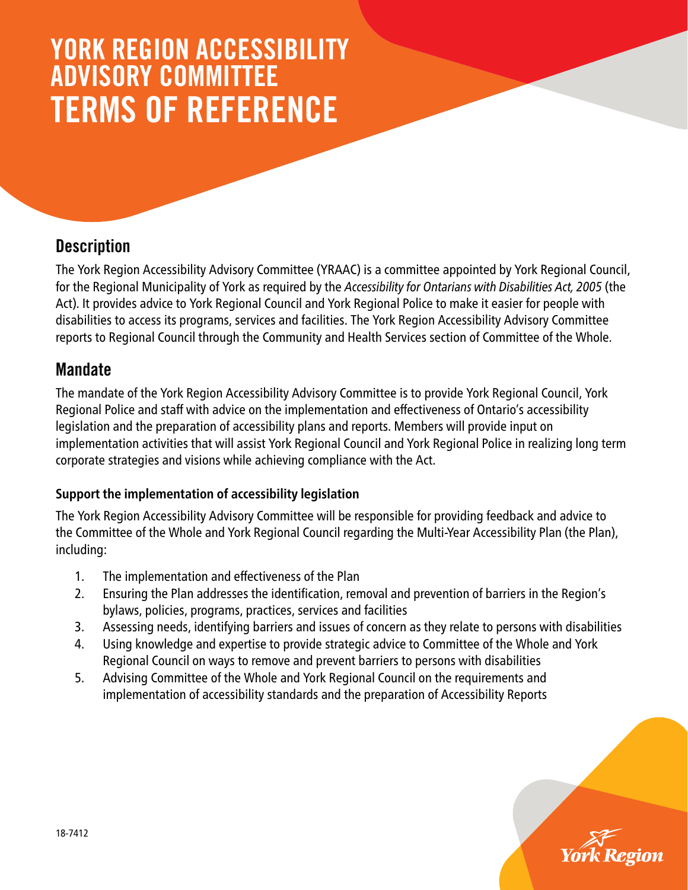# YORK REGION ACCESSIBILITY ADVISORY COMMITTEE TERMS OF REFERENCE

## Description

The York Region Accessibility Advisory Committee (YRAAC) is a committee appointed by York Regional Council, for the Regional Municipality of York as required by the *Accessibility for Ontarians with Disabilities Act, 2005* (the Act). It provides advice to York Regional Council and York Regional Police to make it easier for people with disabilities to access its programs, services and facilities. The York Region Accessibility Advisory Committee reports to Regional Council through the Community and Health Services section of Committee of the Whole.

## Mandate

The mandate of the York Region Accessibility Advisory Committee is to provide York Regional Council, York Regional Police and staff with advice on the implementation and effectiveness of Ontario's accessibility legislation and the preparation of accessibility plans and reports. Members will provide input on implementation activities that will assist York Regional Council and York Regional Police in realizing long term corporate strategies and visions while achieving compliance with the Act.

### Support the implementation of accessibility legislation

The York Region Accessibility Advisory Committee will be responsible for providing feedback and advice to the Committee of the Whole and York Regional Council regarding the Multi-Year Accessibility Plan (the Plan), including:

1. The implementation and effectiveness of the Plan
2. Ensuring the Plan addresses the identification, removal and prevention of barriers in the Region's bylaws, policies, programs, practices, services and facilities
3. Assessing needs, identifying barriers and issues of concern as they relate to persons with disabilities
4. Using knowledge and expertise to provide strategic advice to Committee of the Whole and York Regional Council on ways to remove and prevent barriers to persons with disabilities
5. Advising Committee of the Whole and York Regional Council on the requirements and implementation of accessibility standards and the preparation of Accessibility Reports

18-7412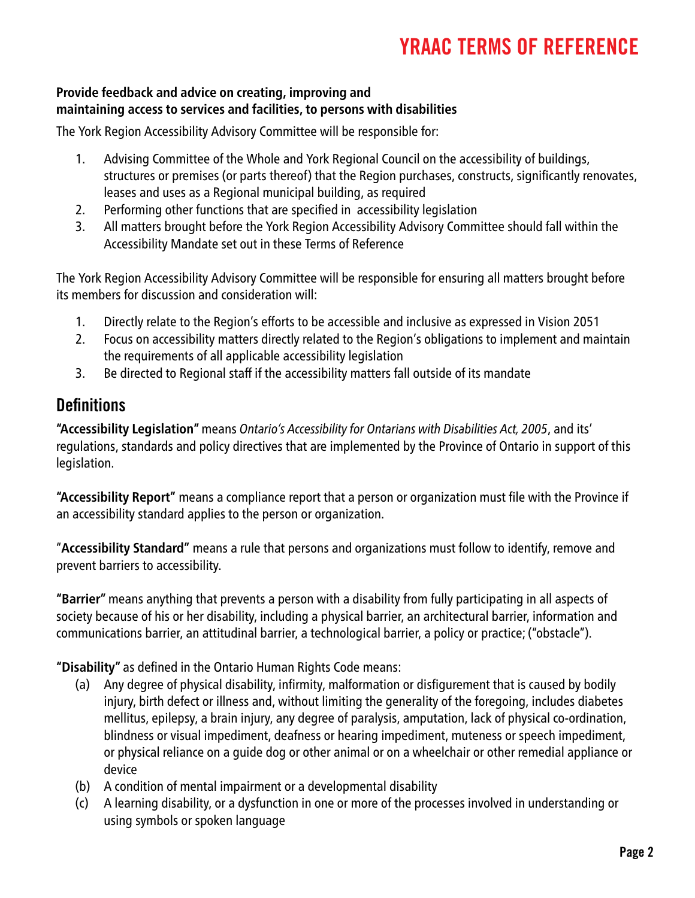**Provide feedback and advice on creating, improving and maintaining access to services and facilities, to persons with disabilities**

The York Region Accessibility Advisory Committee will be responsible for:

1. Advising Committee of the Whole and York Regional Council on the accessibility of buildings, structures or premises (or parts thereof) that the Region purchases, constructs, significantly renovates, leases and uses as a Regional municipal building, as required
2. Performing other functions that are specified in accessibility legislation
3. All matters brought before the York Region Accessibility Advisory Committee should fall within the Accessibility Mandate set out in these Terms of Reference

The York Region Accessibility Advisory Committee will be responsible for ensuring all matters brought before its members for discussion and consideration will:

1. Directly relate to the Region's efforts to be accessible and inclusive as expressed in Vision 2051
2. Focus on accessibility matters directly related to the Region's obligations to implement and maintain the requirements of all applicable accessibility legislation
3. Be directed to Regional staff if the accessibility matters fall outside of its mandate

## Definitions

**"Accessibility Legislation"** means *Ontario's Accessibility for Ontarians with Disabilities Act, 2005*, and its' regulations, standards and policy directives that are implemented by the Province of Ontario in support of this legislation.

**"Accessibility Report"** means a compliance report that a person or organization must file with the Province if an accessibility standard applies to the person or organization.

"**Accessibility Standard"** means a rule that persons and organizations must follow to identify, remove and prevent barriers to accessibility.

**"Barrier"** means anything that prevents a person with a disability from fully participating in all aspects of society because of his or her disability, including a physical barrier, an architectural barrier, information and communications barrier, an attitudinal barrier, a technological barrier, a policy or practice; ("obstacle").

**"Disability"** as defined in the Ontario Human Rights Code means:

(a) Any degree of physical disability, infirmity, malformation or disfigurement that is caused by bodily injury, birth defect or illness and, without limiting the generality of the foregoing, includes diabetes mellitus, epilepsy, a brain injury, any degree of paralysis, amputation, lack of physical co-ordination, blindness or visual impediment, deafness or hearing impediment, muteness or speech impediment, or physical reliance on a guide dog or other animal or on a wheelchair or other remedial appliance or device

(b) A condition of mental impairment or a developmental disability

(c) A learning disability, or a dysfunction in one or more of the processes involved in understanding or using symbols or spoken language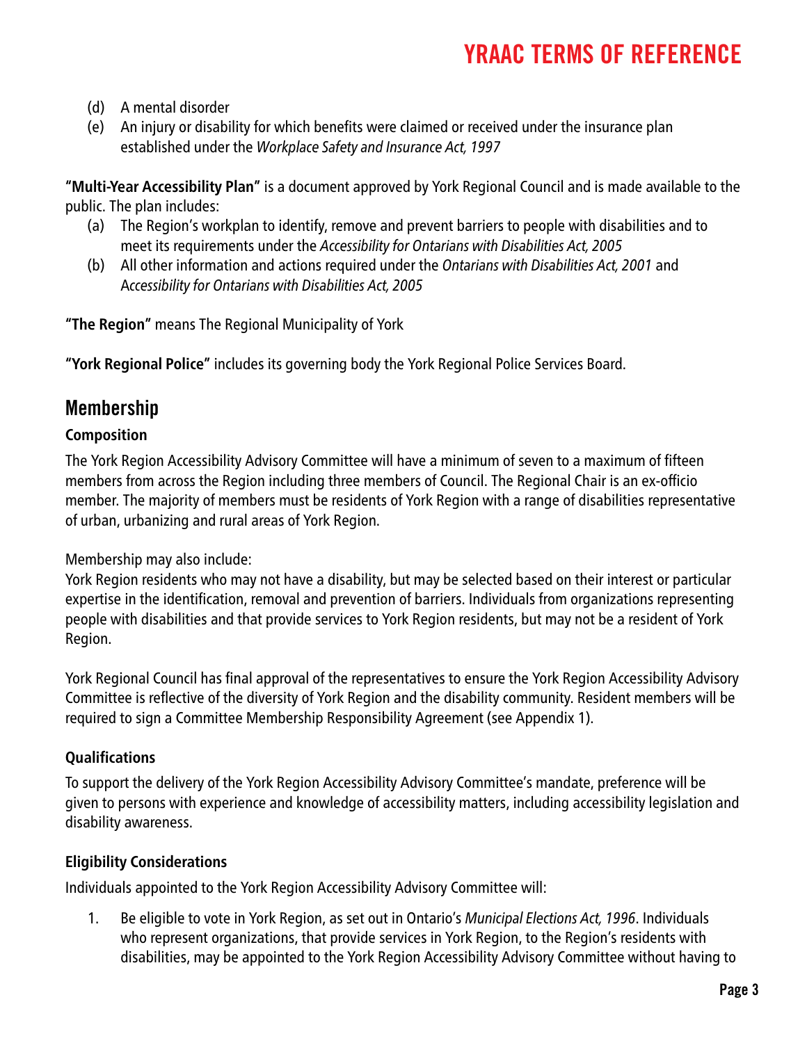(d) A mental disorder

(e) An injury or disability for which benefits were claimed or received under the insurance plan established under the *Workplace Safety and Insurance Act, 1997*

**"Multi-Year Accessibility Plan"** is a document approved by York Regional Council and is made available to the public. The plan includes:

(a) The Region's workplan to identify, remove and prevent barriers to people with disabilities and to meet its requirements under the *Accessibility for Ontarians with Disabilities Act, 2005*

(b) All other information and actions required under the *Ontarians with Disabilities Act, 2001* and *Accessibility for Ontarians with Disabilities Act, 2005*

**"The Region"** means The Regional Municipality of York

**"York Regional Police"** includes its governing body the York Regional Police Services Board.

## Membership

### Composition

The York Region Accessibility Advisory Committee will have a minimum of seven to a maximum of fifteen members from across the Region including three members of Council. The Regional Chair is an ex-officio member. The majority of members must be residents of York Region with a range of disabilities representative of urban, urbanizing and rural areas of York Region.

Membership may also include:
York Region residents who may not have a disability, but may be selected based on their interest or particular expertise in the identification, removal and prevention of barriers. Individuals from organizations representing people with disabilities and that provide services to York Region residents, but may not be a resident of York Region.

York Regional Council has final approval of the representatives to ensure the York Region Accessibility Advisory Committee is reflective of the diversity of York Region and the disability community. Resident members will be required to sign a Committee Membership Responsibility Agreement (see Appendix 1).

### Qualifications

To support the delivery of the York Region Accessibility Advisory Committee's mandate, preference will be given to persons with experience and knowledge of accessibility matters, including accessibility legislation and disability awareness.

### Eligibility Considerations

Individuals appointed to the York Region Accessibility Advisory Committee will:

1. Be eligible to vote in York Region, as set out in Ontario's *Municipal Elections Act, 1996*. Individuals who represent organizations, that provide services in York Region, to the Region's residents with disabilities, may be appointed to the York Region Accessibility Advisory Committee without having to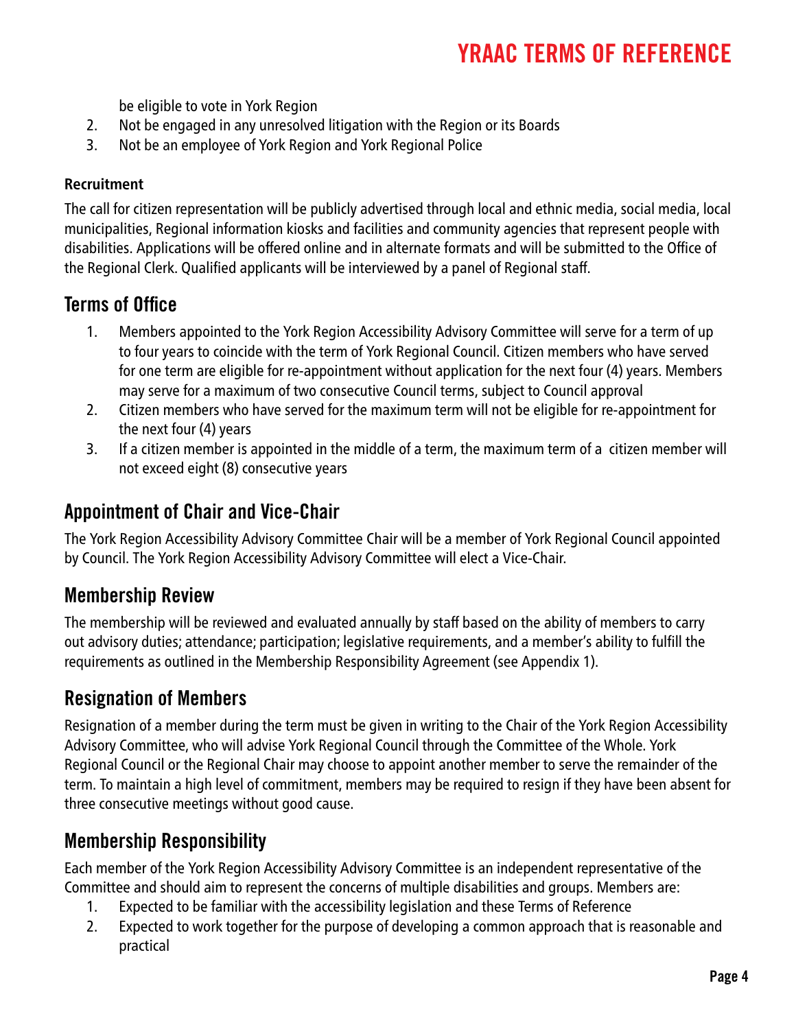be eligible to vote in York Region

2. Not be engaged in any unresolved litigation with the Region or its Boards
3. Not be an employee of York Region and York Regional Police

**Recruitment**

The call for citizen representation will be publicly advertised through local and ethnic media, social media, local municipalities, Regional information kiosks and facilities and community agencies that represent people with disabilities. Applications will be offered online and in alternate formats and will be submitted to the Office of the Regional Clerk. Qualified applicants will be interviewed by a panel of Regional staff.

## Terms of Office

1. Members appointed to the York Region Accessibility Advisory Committee will serve for a term of up to four years to coincide with the term of York Regional Council. Citizen members who have served for one term are eligible for re-appointment without application for the next four (4) years. Members may serve for a maximum of two consecutive Council terms, subject to Council approval
2. Citizen members who have served for the maximum term will not be eligible for re-appointment for the next four (4) years
3. If a citizen member is appointed in the middle of a term, the maximum term of a citizen member will not exceed eight (8) consecutive years

## Appointment of Chair and Vice-Chair

The York Region Accessibility Advisory Committee Chair will be a member of York Regional Council appointed by Council. The York Region Accessibility Advisory Committee will elect a Vice-Chair.

## Membership Review

The membership will be reviewed and evaluated annually by staff based on the ability of members to carry out advisory duties; attendance; participation; legislative requirements, and a member's ability to fulfill the requirements as outlined in the Membership Responsibility Agreement (see Appendix 1).

## Resignation of Members

Resignation of a member during the term must be given in writing to the Chair of the York Region Accessibility Advisory Committee, who will advise York Regional Council through the Committee of the Whole. York Regional Council or the Regional Chair may choose to appoint another member to serve the remainder of the term. To maintain a high level of commitment, members may be required to resign if they have been absent for three consecutive meetings without good cause.

## Membership Responsibility

Each member of the York Region Accessibility Advisory Committee is an independent representative of the Committee and should aim to represent the concerns of multiple disabilities and groups. Members are:

1. Expected to be familiar with the accessibility legislation and these Terms of Reference
2. Expected to work together for the purpose of developing a common approach that is reasonable and practical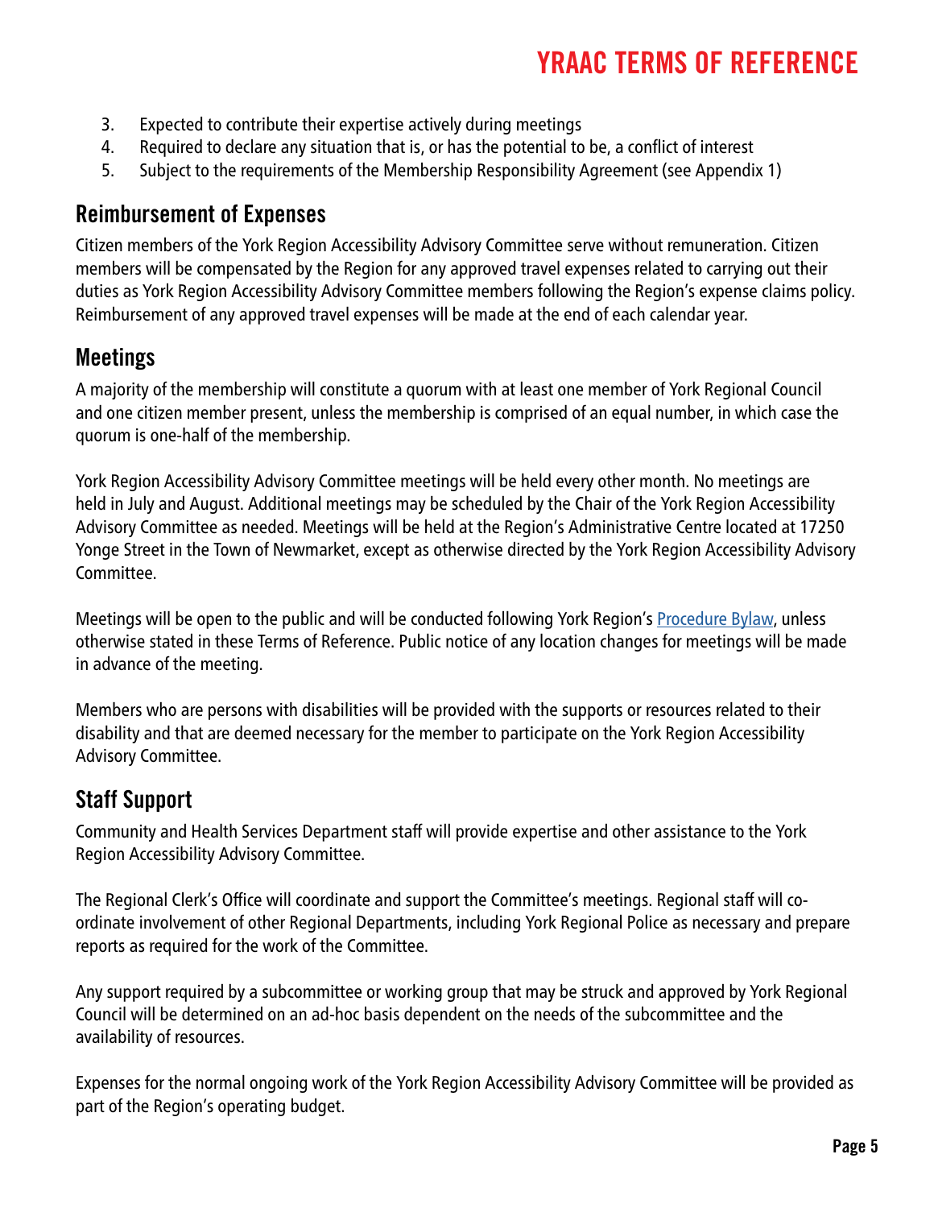3. Expected to contribute their expertise actively during meetings
4. Required to declare any situation that is, or has the potential to be, a conflict of interest
5. Subject to the requirements of the Membership Responsibility Agreement (see Appendix 1)

## Reimbursement of Expenses

Citizen members of the York Region Accessibility Advisory Committee serve without remuneration. Citizen members will be compensated by the Region for any approved travel expenses related to carrying out their duties as York Region Accessibility Advisory Committee members following the Region's expense claims policy. Reimbursement of any approved travel expenses will be made at the end of each calendar year.

## Meetings

A majority of the membership will constitute a quorum with at least one member of York Regional Council and one citizen member present, unless the membership is comprised of an equal number, in which case the quorum is one-half of the membership.

York Region Accessibility Advisory Committee meetings will be held every other month. No meetings are held in July and August. Additional meetings may be scheduled by the Chair of the York Region Accessibility Advisory Committee as needed. Meetings will be held at the Region's Administrative Centre located at 17250 Yonge Street in the Town of Newmarket, except as otherwise directed by the York Region Accessibility Advisory Committee.

Meetings will be open to the public and will be conducted following York Region's Procedure Bylaw, unless otherwise stated in these Terms of Reference. Public notice of any location changes for meetings will be made in advance of the meeting.

Members who are persons with disabilities will be provided with the supports or resources related to their disability and that are deemed necessary for the member to participate on the York Region Accessibility Advisory Committee.

## Staff Support

Community and Health Services Department staff will provide expertise and other assistance to the York Region Accessibility Advisory Committee.

The Regional Clerk's Office will coordinate and support the Committee's meetings. Regional staff will co-ordinate involvement of other Regional Departments, including York Regional Police as necessary and prepare reports as required for the work of the Committee.

Any support required by a subcommittee or working group that may be struck and approved by York Regional Council will be determined on an ad-hoc basis dependent on the needs of the subcommittee and the availability of resources.

Expenses for the normal ongoing work of the York Region Accessibility Advisory Committee will be provided as part of the Region's operating budget.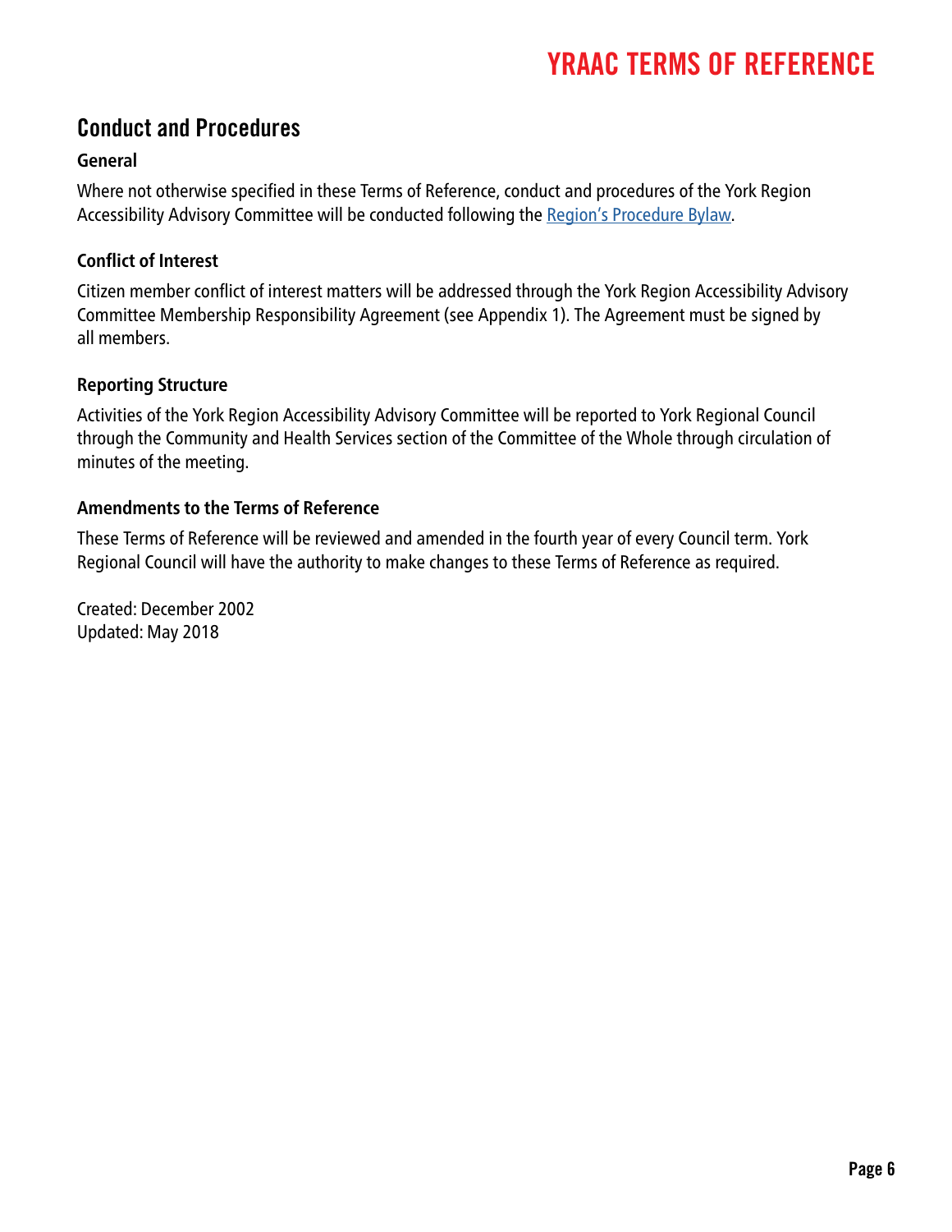## Conduct and Procedures

### General

Where not otherwise specified in these Terms of Reference, conduct and procedures of the York Region Accessibility Advisory Committee will be conducted following the Region's Procedure Bylaw.

### Conflict of Interest

Citizen member conflict of interest matters will be addressed through the York Region Accessibility Advisory Committee Membership Responsibility Agreement (see Appendix 1). The Agreement must be signed by all members.

### Reporting Structure

Activities of the York Region Accessibility Advisory Committee will be reported to York Regional Council through the Community and Health Services section of the Committee of the Whole through circulation of minutes of the meeting.

### Amendments to the Terms of Reference

These Terms of Reference will be reviewed and amended in the fourth year of every Council term. York Regional Council will have the authority to make changes to these Terms of Reference as required.

Created: December 2002
Updated: May 2018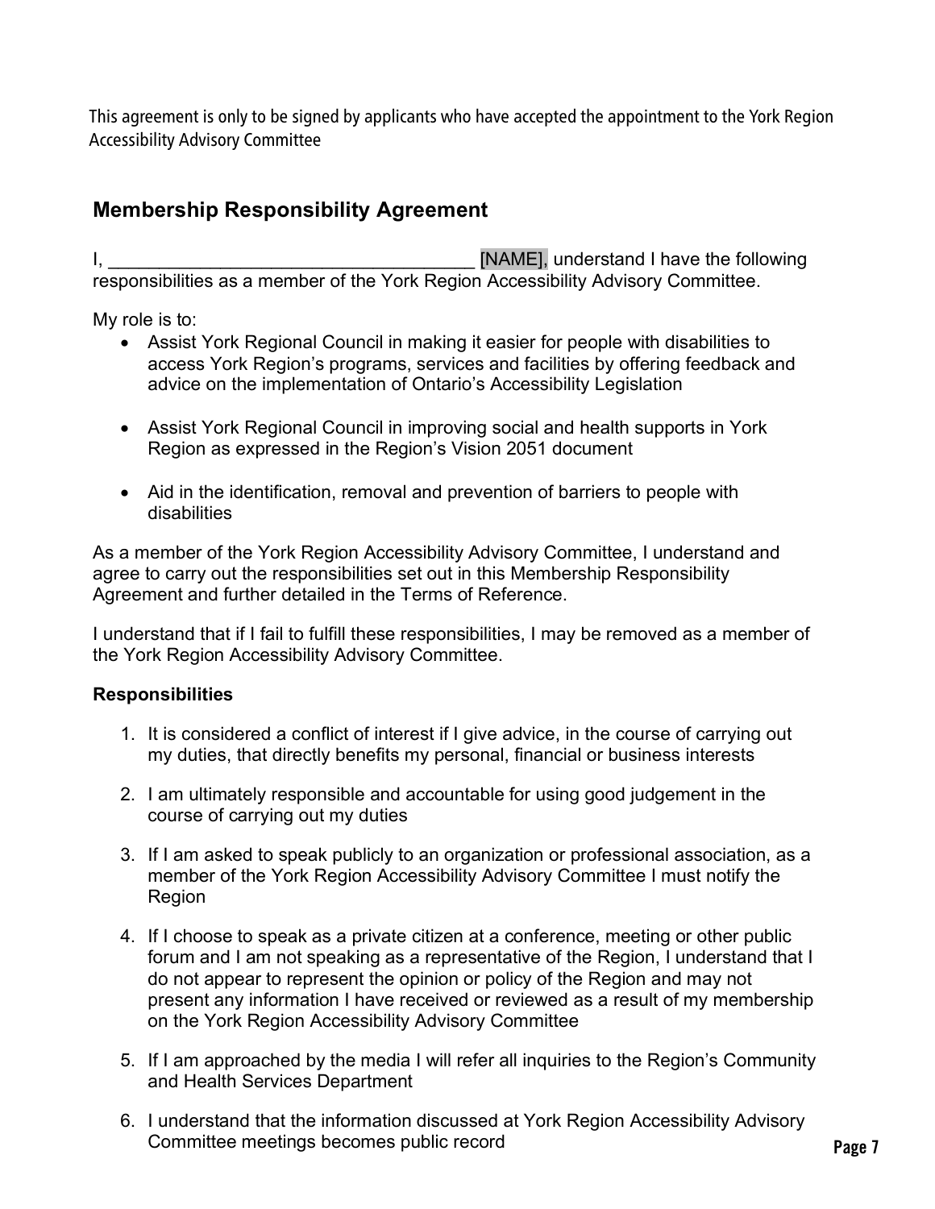This agreement is only to be signed by applicants who have accepted the appointment to the York Region Accessibility Advisory Committee

## Membership Responsibility Agreement

I, ____________________________________ [NAME], understand I have the following responsibilities as a member of the York Region Accessibility Advisory Committee.

My role is to:

- Assist York Regional Council in making it easier for people with disabilities to access York Region's programs, services and facilities by offering feedback and advice on the implementation of Ontario's Accessibility Legislation
- Assist York Regional Council in improving social and health supports in York Region as expressed in the Region's Vision 2051 document
- Aid in the identification, removal and prevention of barriers to people with disabilities

As a member of the York Region Accessibility Advisory Committee, I understand and agree to carry out the responsibilities set out in this Membership Responsibility Agreement and further detailed in the Terms of Reference.

I understand that if I fail to fulfill these responsibilities, I may be removed as a member of the York Region Accessibility Advisory Committee.

**Responsibilities**

1. It is considered a conflict of interest if I give advice, in the course of carrying out my duties, that directly benefits my personal, financial or business interests
2. I am ultimately responsible and accountable for using good judgement in the course of carrying out my duties
3. If I am asked to speak publicly to an organization or professional association, as a member of the York Region Accessibility Advisory Committee I must notify the Region
4. If I choose to speak as a private citizen at a conference, meeting or other public forum and I am not speaking as a representative of the Region, I understand that I do not appear to represent the opinion or policy of the Region and may not present any information I have received or reviewed as a result of my membership on the York Region Accessibility Advisory Committee
5. If I am approached by the media I will refer all inquiries to the Region's Community and Health Services Department
6. I understand that the information discussed at York Region Accessibility Advisory Committee meetings becomes public record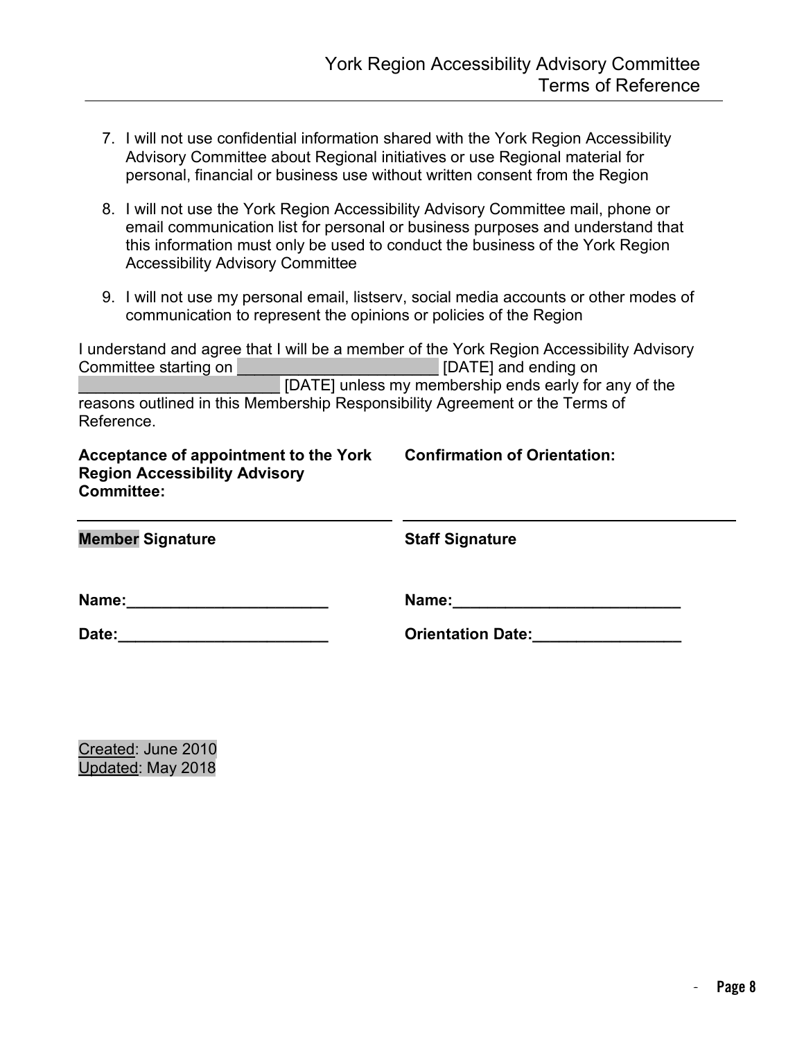7. I will not use confidential information shared with the York Region Accessibility Advisory Committee about Regional initiatives or use Regional material for personal, financial or business use without written consent from the Region

8. I will not use the York Region Accessibility Advisory Committee mail, phone or email communication list for personal or business purposes and understand that this information must only be used to conduct the business of the York Region Accessibility Advisory Committee

9. I will not use my personal email, listserv, social media accounts or other modes of communication to represent the opinions or policies of the Region

I understand and agree that I will be a member of the York Region Accessibility Advisory Committee starting on ______________________ [DATE] and ending on ______________________ [DATE] unless my membership ends early for any of the reasons outlined in this Membership Responsibility Agreement or the Terms of Reference.

**Acceptance of appointment to the York Region Accessibility Advisory Committee:**

___________________________________

**Member Signature**

**Name:**______________________

**Date:**_______________________

**Confirmation of Orientation:**

___________________________________

**Staff Signature**

**Name:**_________________________

**Orientation Date:**________________

Created: June 2010
Updated: May 2018